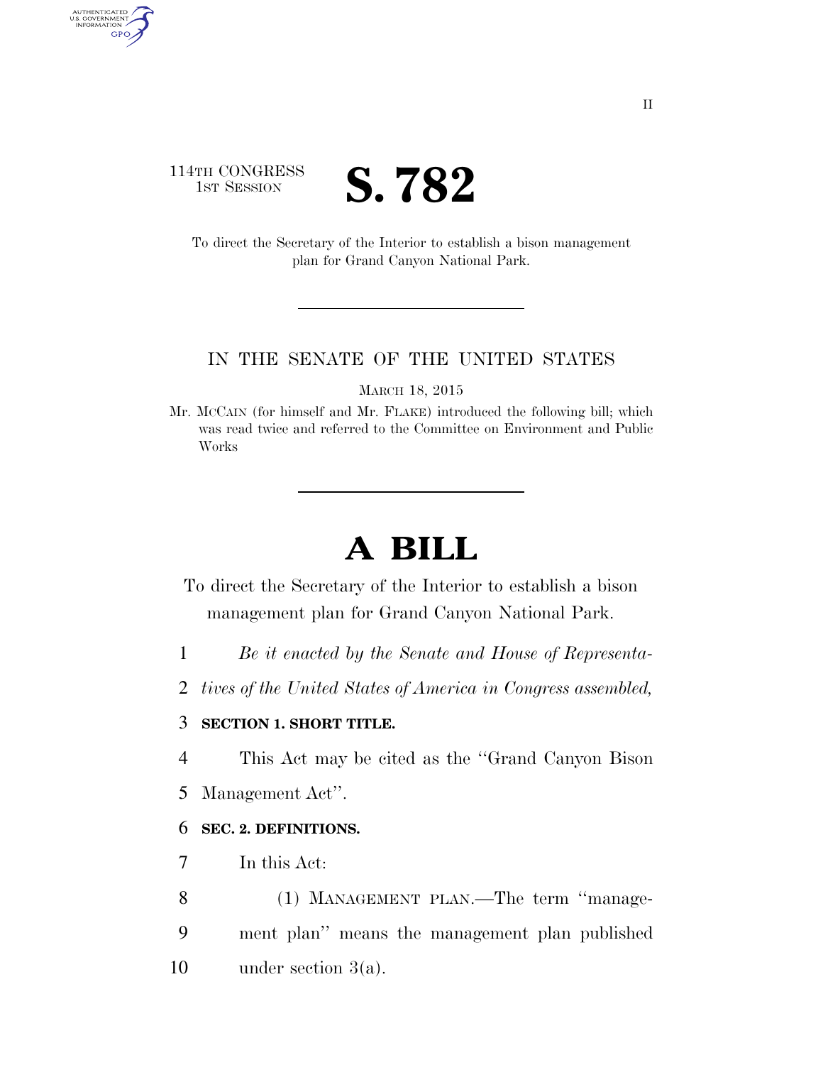114TH CONGRESS
1ST SESSION

# S. 782

To direct the Secretary of the Interior to establish a bison management plan for Grand Canyon National Park.

IN THE SENATE OF THE UNITED STATES

MARCH 18, 2015

Mr. MCCAIN (for himself and Mr. FLAKE) introduced the following bill; which was read twice and referred to the Committee on Environment and Public Works

# A BILL

To direct the Secretary of the Interior to establish a bison management plan for Grand Canyon National Park.

1 *Be it enacted by the Senate and House of Representa-*
2 *tives of the United States of America in Congress assembled,*

3 **SECTION 1. SHORT TITLE.**

4 This Act may be cited as the ''Grand Canyon Bison
5 Management Act''.

6 **SEC. 2. DEFINITIONS.**

7 In this Act:

8 (1) MANAGEMENT PLAN.—The term ''manage-
9 ment plan'' means the management plan published
10 under section 3(a).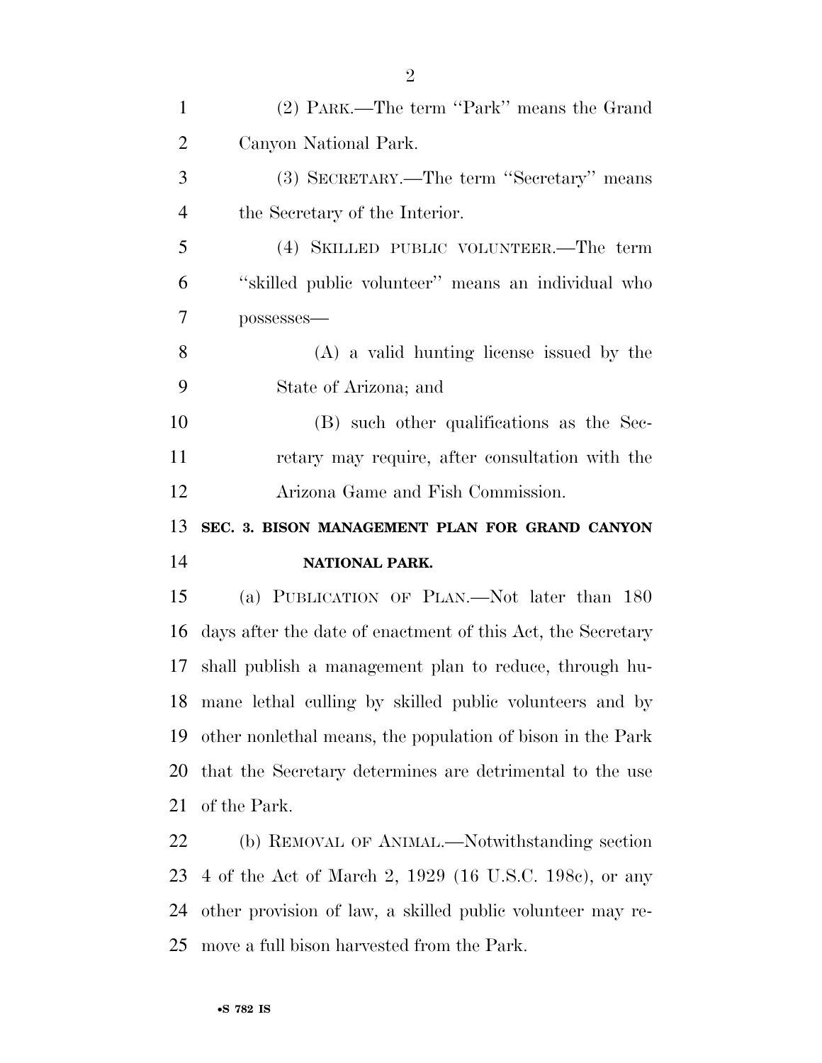(2) PARK.—The term "Park" means the Grand Canyon National Park.

(3) SECRETARY.—The term "Secretary" means the Secretary of the Interior.

(4) SKILLED PUBLIC VOLUNTEER.—The term "skilled public volunteer" means an individual who possesses—

(A) a valid hunting license issued by the State of Arizona; and

(B) such other qualifications as the Secretary may require, after consultation with the Arizona Game and Fish Commission.

## SEC. 3. BISON MANAGEMENT PLAN FOR GRAND CANYON NATIONAL PARK.

(a) PUBLICATION OF PLAN.—Not later than 180 days after the date of enactment of this Act, the Secretary shall publish a management plan to reduce, through humane lethal culling by skilled public volunteers and by other nonlethal means, the population of bison in the Park that the Secretary determines are detrimental to the use of the Park.

(b) REMOVAL OF ANIMAL.—Notwithstanding section 4 of the Act of March 2, 1929 (16 U.S.C. 198c), or any other provision of law, a skilled public volunteer may remove a full bison harvested from the Park.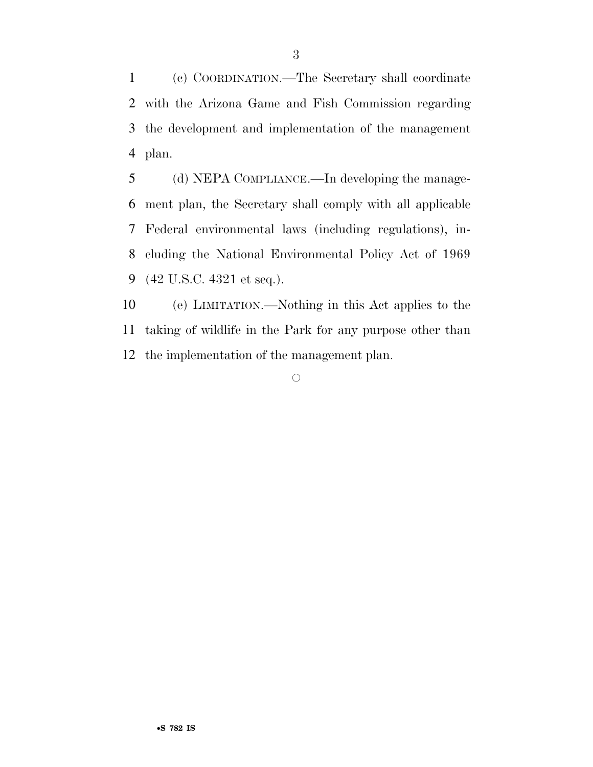(c) COORDINATION.—The Secretary shall coordinate with the Arizona Game and Fish Commission regarding the development and implementation of the management plan.

(d) NEPA COMPLIANCE.—In developing the management plan, the Secretary shall comply with all applicable Federal environmental laws (including regulations), including the National Environmental Policy Act of 1969 (42 U.S.C. 4321 et seq.).

(e) LIMITATION.—Nothing in this Act applies to the taking of wildlife in the Park for any purpose other than the implementation of the management plan.

○